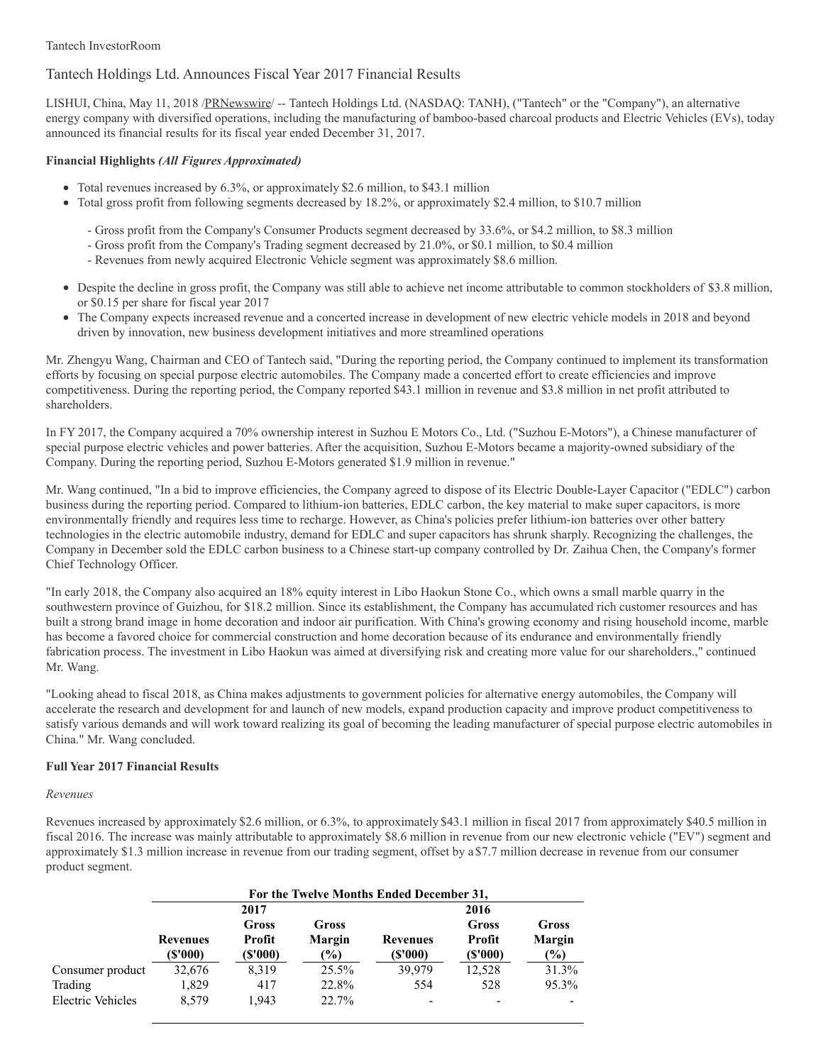Tantech InvestorRoom

# Tantech Holdings Ltd. Announces Fiscal Year 2017 Financial Results

LISHUI, China, May 11, 2018 /PRNewswire/ -- Tantech Holdings Ltd. (NASDAQ: TANH), ("Tantech" or the "Company"), an alternative energy company with diversified operations, including the manufacturing of bamboo-based charcoal products and Electric Vehicles (EVs), today announced its financial results for its fiscal year ended December 31, 2017.

**Financial Highlights** ***(All Figures Approximated)***

- Total revenues increased by 6.3%, or approximately $2.6 million, to $43.1 million
- Total gross profit from following segments decreased by 18.2%, or approximately $2.4 million, to $10.7 million
  - Gross profit from the Company's Consumer Products segment decreased by 33.6%, or $4.2 million, to $8.3 million
  - Gross profit from the Company's Trading segment decreased by 21.0%, or $0.1 million, to $0.4 million
  - Revenues from newly acquired Electronic Vehicle segment was approximately $8.6 million.
- Despite the decline in gross profit, the Company was still able to achieve net income attributable to common stockholders of $3.8 million, or $0.15 per share for fiscal year 2017
- The Company expects increased revenue and a concerted increase in development of new electric vehicle models in 2018 and beyond driven by innovation, new business development initiatives and more streamlined operations

Mr. Zhengyu Wang, Chairman and CEO of Tantech said, "During the reporting period, the Company continued to implement its transformation efforts by focusing on special purpose electric automobiles. The Company made a concerted effort to create efficiencies and improve competitiveness. During the reporting period, the Company reported $43.1 million in revenue and $3.8 million in net profit attributed to shareholders.

In FY 2017, the Company acquired a 70% ownership interest in Suzhou E Motors Co., Ltd. ("Suzhou E-Motors"), a Chinese manufacturer of special purpose electric vehicles and power batteries. After the acquisition, Suzhou E-Motors became a majority-owned subsidiary of the Company. During the reporting period, Suzhou E-Motors generated $1.9 million in revenue."

Mr. Wang continued, "In a bid to improve efficiencies, the Company agreed to dispose of its Electric Double-Layer Capacitor ("EDLC") carbon business during the reporting period. Compared to lithium-ion batteries, EDLC carbon, the key material to make super capacitors, is more environmentally friendly and requires less time to recharge. However, as China's policies prefer lithium-ion batteries over other battery technologies in the electric automobile industry, demand for EDLC and super capacitors has shrunk sharply. Recognizing the challenges, the Company in December sold the EDLC carbon business to a Chinese start-up company controlled by Dr. Zaihua Chen, the Company's former Chief Technology Officer.

"In early 2018, the Company also acquired an 18% equity interest in Libo Haokun Stone Co., which owns a small marble quarry in the southwestern province of Guizhou, for $18.2 million. Since its establishment, the Company has accumulated rich customer resources and has built a strong brand image in home decoration and indoor air purification. With China's growing economy and rising household income, marble has become a favored choice for commercial construction and home decoration because of its endurance and environmentally friendly fabrication process. The investment in Libo Haokun was aimed at diversifying risk and creating more value for our shareholders.," continued Mr. Wang.

"Looking ahead to fiscal 2018, as China makes adjustments to government policies for alternative energy automobiles, the Company will accelerate the research and development for and launch of new models, expand production capacity and improve product competitiveness to satisfy various demands and will work toward realizing its goal of becoming the leading manufacturer of special purpose electric automobiles in China." Mr. Wang concluded.

**Full Year 2017 Financial Results**

*Revenues*

Revenues increased by approximately $2.6 million, or 6.3%, to approximately $43.1 million in fiscal 2017 from approximately $40.5 million in fiscal 2016. The increase was mainly attributable to approximately $8.6 million in revenue from our new electronic vehicle ("EV") segment and approximately $1.3 million increase in revenue from our trading segment, offset by a $7.7 million decrease in revenue from our consumer product segment.

| | For the Twelve Months Ended December 31, | | | | | |
|---|---|---|---|---|---|---|
| | 2017 | | | 2016 | | |
| | Revenues ($'000) | Gross Profit ($'000) | Gross Margin (%) | Revenues ($'000) | Gross Profit ($'000) | Gross Margin (%) |
| Consumer product | 32,676 | 8,319 | 25.5% | 39,979 | 12,528 | 31.3% |
| Trading | 1,829 | 417 | 22.8% | 554 | 528 | 95.3% |
| Electric Vehicles | 8,579 | 1,943 | 22.7% | - | - | - |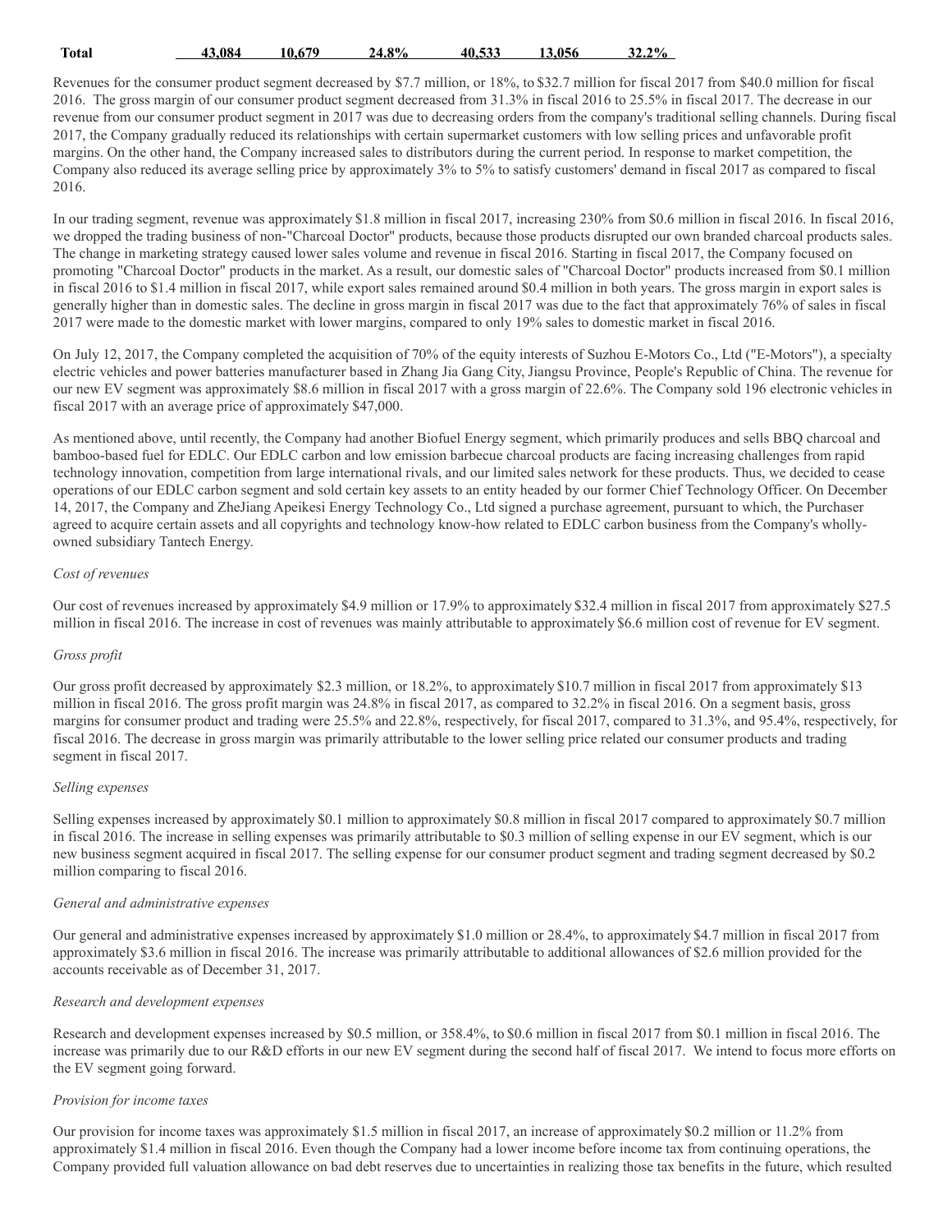| Total | 43,084 | 10,679 | 24.8% | 40,533 | 13,056 | 32.2% |
|---|---|---|---|---|---|---|

Revenues for the consumer product segment decreased by $7.7 million, or 18%, to $32.7 million for fiscal 2017 from $40.0 million for fiscal 2016. The gross margin of our consumer product segment decreased from 31.3% in fiscal 2016 to 25.5% in fiscal 2017. The decrease in our revenue from our consumer product segment in 2017 was due to decreasing orders from the company's traditional selling channels. During fiscal 2017, the Company gradually reduced its relationships with certain supermarket customers with low selling prices and unfavorable profit margins. On the other hand, the Company increased sales to distributors during the current period. In response to market competition, the Company also reduced its average selling price by approximately 3% to 5% to satisfy customers' demand in fiscal 2017 as compared to fiscal 2016.

In our trading segment, revenue was approximately $1.8 million in fiscal 2017, increasing 230% from $0.6 million in fiscal 2016. In fiscal 2016, we dropped the trading business of non-"Charcoal Doctor" products, because those products disrupted our own branded charcoal products sales. The change in marketing strategy caused lower sales volume and revenue in fiscal 2016. Starting in fiscal 2017, the Company focused on promoting "Charcoal Doctor" products in the market. As a result, our domestic sales of "Charcoal Doctor" products increased from $0.1 million in fiscal 2016 to $1.4 million in fiscal 2017, while export sales remained around $0.4 million in both years. The gross margin in export sales is generally higher than in domestic sales. The decline in gross margin in fiscal 2017 was due to the fact that approximately 76% of sales in fiscal 2017 were made to the domestic market with lower margins, compared to only 19% sales to domestic market in fiscal 2016.

On July 12, 2017, the Company completed the acquisition of 70% of the equity interests of Suzhou E-Motors Co., Ltd ("E-Motors"), a specialty electric vehicles and power batteries manufacturer based in Zhang Jia Gang City, Jiangsu Province, People's Republic of China. The revenue for our new EV segment was approximately $8.6 million in fiscal 2017 with a gross margin of 22.6%. The Company sold 196 electronic vehicles in fiscal 2017 with an average price of approximately $47,000.

As mentioned above, until recently, the Company had another Biofuel Energy segment, which primarily produces and sells BBQ charcoal and bamboo-based fuel for EDLC. Our EDLC carbon and low emission barbecue charcoal products are facing increasing challenges from rapid technology innovation, competition from large international rivals, and our limited sales network for these products. Thus, we decided to cease operations of our EDLC carbon segment and sold certain key assets to an entity headed by our former Chief Technology Officer. On December 14, 2017, the Company and ZheJiang Apeikesi Energy Technology Co., Ltd signed a purchase agreement, pursuant to which, the Purchaser agreed to acquire certain assets and all copyrights and technology know-how related to EDLC carbon business from the Company's wholly-owned subsidiary Tantech Energy.

*Cost of revenues*

Our cost of revenues increased by approximately $4.9 million or 17.9% to approximately $32.4 million in fiscal 2017 from approximately $27.5 million in fiscal 2016. The increase in cost of revenues was mainly attributable to approximately $6.6 million cost of revenue for EV segment.

*Gross profit*

Our gross profit decreased by approximately $2.3 million, or 18.2%, to approximately $10.7 million in fiscal 2017 from approximately $13 million in fiscal 2016. The gross profit margin was 24.8% in fiscal 2017, as compared to 32.2% in fiscal 2016. On a segment basis, gross margins for consumer product and trading were 25.5% and 22.8%, respectively, for fiscal 2017, compared to 31.3%, and 95.4%, respectively, for fiscal 2016. The decrease in gross margin was primarily attributable to the lower selling price related our consumer products and trading segment in fiscal 2017.

*Selling expenses*

Selling expenses increased by approximately $0.1 million to approximately $0.8 million in fiscal 2017 compared to approximately $0.7 million in fiscal 2016. The increase in selling expenses was primarily attributable to $0.3 million of selling expense in our EV segment, which is our new business segment acquired in fiscal 2017. The selling expense for our consumer product segment and trading segment decreased by $0.2 million comparing to fiscal 2016.

*General and administrative expenses*

Our general and administrative expenses increased by approximately $1.0 million or 28.4%, to approximately $4.7 million in fiscal 2017 from approximately $3.6 million in fiscal 2016. The increase was primarily attributable to additional allowances of $2.6 million provided for the accounts receivable as of December 31, 2017.

*Research and development expenses*

Research and development expenses increased by $0.5 million, or 358.4%, to $0.6 million in fiscal 2017 from $0.1 million in fiscal 2016. The increase was primarily due to our R&D efforts in our new EV segment during the second half of fiscal 2017. We intend to focus more efforts on the EV segment going forward.

*Provision for income taxes*

Our provision for income taxes was approximately $1.5 million in fiscal 2017, an increase of approximately $0.2 million or 11.2% from approximately $1.4 million in fiscal 2016. Even though the Company had a lower income before income tax from continuing operations, the Company provided full valuation allowance on bad debt reserves due to uncertainties in realizing those tax benefits in the future, which resulted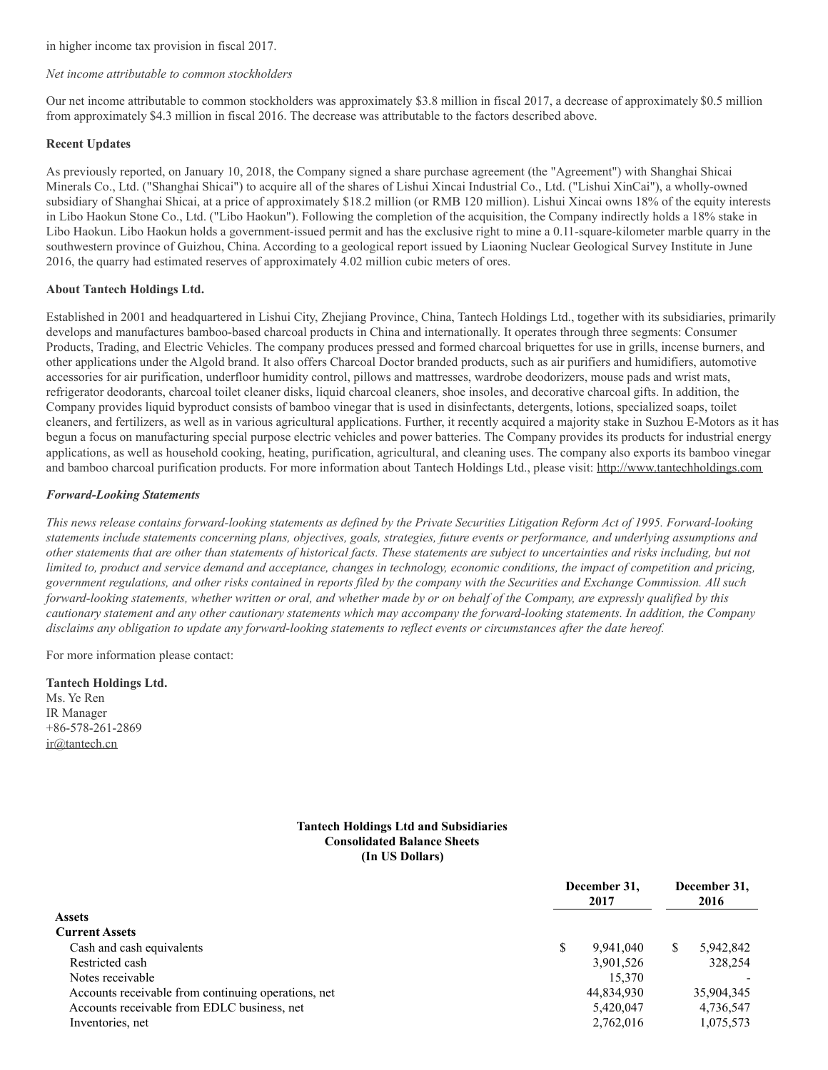in higher income tax provision in fiscal 2017.

*Net income attributable to common stockholders*

Our net income attributable to common stockholders was approximately $3.8 million in fiscal 2017, a decrease of approximately $0.5 million from approximately $4.3 million in fiscal 2016. The decrease was attributable to the factors described above.

**Recent Updates**

As previously reported, on January 10, 2018, the Company signed a share purchase agreement (the "Agreement") with Shanghai Shicai Minerals Co., Ltd. ("Shanghai Shicai") to acquire all of the shares of Lishui Xincai Industrial Co., Ltd. ("Lishui XinCai"), a wholly-owned subsidiary of Shanghai Shicai, at a price of approximately $18.2 million (or RMB 120 million). Lishui Xincai owns 18% of the equity interests in Libo Haokun Stone Co., Ltd. ("Libo Haokun"). Following the completion of the acquisition, the Company indirectly holds a 18% stake in Libo Haokun. Libo Haokun holds a government-issued permit and has the exclusive right to mine a 0.11-square-kilometer marble quarry in the southwestern province of Guizhou, China. According to a geological report issued by Liaoning Nuclear Geological Survey Institute in June 2016, the quarry had estimated reserves of approximately 4.02 million cubic meters of ores.

**About Tantech Holdings Ltd.**

Established in 2001 and headquartered in Lishui City, Zhejiang Province, China, Tantech Holdings Ltd., together with its subsidiaries, primarily develops and manufactures bamboo-based charcoal products in China and internationally. It operates through three segments: Consumer Products, Trading, and Electric Vehicles. The company produces pressed and formed charcoal briquettes for use in grills, incense burners, and other applications under the Algold brand. It also offers Charcoal Doctor branded products, such as air purifiers and humidifiers, automotive accessories for air purification, underfloor humidity control, pillows and mattresses, wardrobe deodorizers, mouse pads and wrist mats, refrigerator deodorants, charcoal toilet cleaner disks, liquid charcoal cleaners, shoe insoles, and decorative charcoal gifts. In addition, the Company provides liquid byproduct consists of bamboo vinegar that is used in disinfectants, detergents, lotions, specialized soaps, toilet cleaners, and fertilizers, as well as in various agricultural applications. Further, it recently acquired a majority stake in Suzhou E-Motors as it has begun a focus on manufacturing special purpose electric vehicles and power batteries. The Company provides its products for industrial energy applications, as well as household cooking, heating, purification, agricultural, and cleaning uses. The company also exports its bamboo vinegar and bamboo charcoal purification products. For more information about Tantech Holdings Ltd., please visit: http://www.tantechholdings.com

***Forward-Looking Statements***

*This news release contains forward-looking statements as defined by the Private Securities Litigation Reform Act of 1995. Forward-looking statements include statements concerning plans, objectives, goals, strategies, future events or performance, and underlying assumptions and other statements that are other than statements of historical facts. These statements are subject to uncertainties and risks including, but not limited to, product and service demand and acceptance, changes in technology, economic conditions, the impact of competition and pricing, government regulations, and other risks contained in reports filed by the company with the Securities and Exchange Commission. All such forward-looking statements, whether written or oral, and whether made by or on behalf of the Company, are expressly qualified by this cautionary statement and any other cautionary statements which may accompany the forward-looking statements. In addition, the Company disclaims any obligation to update any forward-looking statements to reflect events or circumstances after the date hereof.*

For more information please contact:

**Tantech Holdings Ltd.**
Ms. Ye Ren
IR Manager
+86-578-261-2869
ir@tantech.cn

**Tantech Holdings Ltd and Subsidiaries**
**Consolidated Balance Sheets**
**(In US Dollars)**

| | December 31, 2017 | December 31, 2016 |
|---|---|---|
| **Assets** | | |
| **Current Assets** | | |
| Cash and cash equivalents | $ 9,941,040 | $ 5,942,842 |
| Restricted cash | 3,901,526 | 328,254 |
| Notes receivable | 15,370 | - |
| Accounts receivable from continuing operations, net | 44,834,930 | 35,904,345 |
| Accounts receivable from EDLC business, net | 5,420,047 | 4,736,547 |
| Inventories, net | 2,762,016 | 1,075,573 |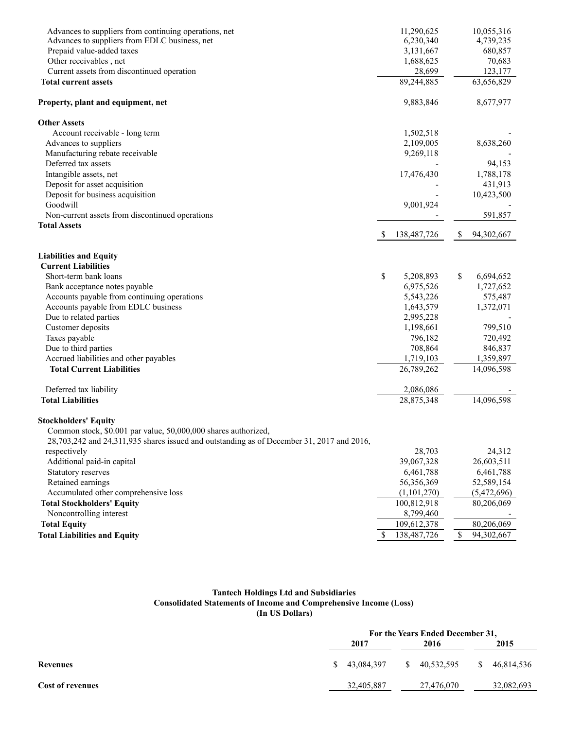| | | |
|---|---|---|
| Advances to suppliers from continuing operations, net | 11,290,625 | 10,055,316 |
| Advances to suppliers from EDLC business, net | 6,230,340 | 4,739,235 |
| Prepaid value-added taxes | 3,131,667 | 680,857 |
| Other receivables , net | 1,688,625 | 70,683 |
| Current assets from discontinued operation | 28,699 | 123,177 |
| **Total current assets** | 89,244,885 | 63,656,829 |
| | | |
| **Property, plant and equipment, net** | 9,883,846 | 8,677,977 |
| | | |
| **Other Assets** | | |
| Account receivable - long term | 1,502,518 | - |
| Advances to suppliers | 2,109,005 | 8,638,260 |
| Manufacturing rebate receivable | 9,269,118 | - |
| Deferred tax assets | - | 94,153 |
| Intangible assets, net | 17,476,430 | 1,788,178 |
| Deposit for asset acquisition | - | 431,913 |
| Deposit for business acquisition | - | 10,423,500 |
| Goodwill | 9,001,924 | - |
| Non-current assets from discontinued operations | - | 591,857 |
| **Total Assets** | $ 138,487,726 | $ 94,302,667 |
| | | |
| **Liabilities and Equity** | | |
| **Current Liabilities** | | |
| Short-term bank loans | $ 5,208,893 | $ 6,694,652 |
| Bank acceptance notes payable | 6,975,526 | 1,727,652 |
| Accounts payable from continuing operations | 5,543,226 | 575,487 |
| Accounts payable from EDLC business | 1,643,579 | 1,372,071 |
| Due to related parties | 2,995,228 | - |
| Customer deposits | 1,198,661 | 799,510 |
| Taxes payable | 796,182 | 720,492 |
| Due to third parties | 708,864 | 846,837 |
| Accrued liabilities and other payables | 1,719,103 | 1,359,897 |
| **Total Current Liabilities** | 26,789,262 | 14,096,598 |
| | | |
| Deferred tax liability | 2,086,086 | - |
| **Total Liabilities** | 28,875,348 | 14,096,598 |
| | | |
| **Stockholders' Equity** | | |
| Common stock, $0.001 par value, 50,000,000 shares authorized, 28,703,242 and 24,311,935 shares issued and outstanding as of December 31, 2017 and 2016, respectively | 28,703 | 24,312 |
| Additional paid-in capital | 39,067,328 | 26,603,511 |
| Statutory reserves | 6,461,788 | 6,461,788 |
| Retained earnings | 56,356,369 | 52,589,154 |
| Accumulated other comprehensive loss | (1,101,270) | (5,472,696) |
| **Total Stockholders' Equity** | 100,812,918 | 80,206,069 |
| Noncontrolling interest | 8,799,460 | - |
| **Total Equity** | 109,612,378 | 80,206,069 |
| **Total Liabilities and Equity** | $ 138,487,726 | $ 94,302,667 |

**Tantech Holdings Ltd and Subsidiaries**
**Consolidated Statements of Income and Comprehensive Income (Loss)**
**(In US Dollars)**

| | For the Years Ended December 31, | | |
|---|---|---|---|
| | 2017 | 2016 | 2015 |
| **Revenues** | $ 43,084,397 | $ 40,532,595 | $ 46,814,536 |
| **Cost of revenues** | 32,405,887 | 27,476,070 | 32,082,693 |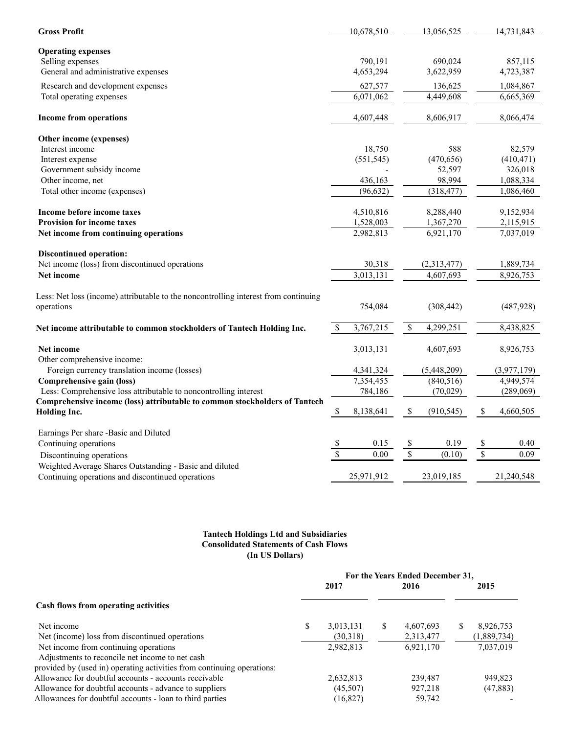| | | | |
|---|---|---|---|
| **Gross Profit** | 10,678,510 | 13,056,525 | 14,731,843 |
| **Operating expenses** | | | |
| Selling expenses | 790,191 | 690,024 | 857,115 |
| General and administrative expenses | 4,653,294 | 3,622,959 | 4,723,387 |
| Research and development expenses | 627,577 | 136,625 | 1,084,867 |
| Total operating expenses | 6,071,062 | 4,449,608 | 6,665,369 |
| **Income from operations** | 4,607,448 | 8,606,917 | 8,066,474 |
| **Other income (expenses)** | | | |
| Interest income | 18,750 | 588 | 82,579 |
| Interest expense | (551,545) | (470,656) | (410,471) |
| Government subsidy income | - | 52,597 | 326,018 |
| Other income, net | 436,163 | 98,994 | 1,088,334 |
| Total other income (expenses) | (96,632) | (318,477) | 1,086,460 |
| **Income before income taxes** | 4,510,816 | 8,288,440 | 9,152,934 |
| **Provision for income taxes** | 1,528,003 | 1,367,270 | 2,115,915 |
| **Net income from continuing operations** | 2,982,813 | 6,921,170 | 7,037,019 |
| **Discontinued operation:** | | | |
| Net income (loss) from discontinued operations | 30,318 | (2,313,477) | 1,889,734 |
| **Net income** | 3,013,131 | 4,607,693 | 8,926,753 |
| Less: Net loss (income) attributable to the noncontrolling interest from continuing operations | 754,084 | (308,442) | (487,928) |
| **Net income attributable to common stockholders of Tantech Holding Inc.** | $ 3,767,215 | $ 4,299,251 | 8,438,825 |
| **Net income** | 3,013,131 | 4,607,693 | 8,926,753 |
| Other comprehensive income: | | | |
| Foreign currency translation income (losses) | 4,341,324 | (5,448,209) | (3,977,179) |
| **Comprehensive gain (loss)** | 7,354,455 | (840,516) | 4,949,574 |
| Less: Comprehensive loss attributable to noncontrolling interest | 784,186 | (70,029) | (289,069) |
| **Comprehensive income (loss) attributable to common stockholders of Tantech Holding Inc.** | $ 8,138,641 | $ (910,545) | $ 4,660,505 |
| Earnings Per share -Basic and Diluted | | | |
| Continuing operations | $ 0.15 | $ 0.19 | $ 0.40 |
| Discontinuing operations | $ 0.00 | $ (0.10) | $ 0.09 |
| Weighted Average Shares Outstanding - Basic and diluted | | | |
| Continuing operations and discontinued operations | 25,971,912 | 23,019,185 | 21,240,548 |

**Tantech Holdings Ltd and Subsidiaries**
**Consolidated Statements of Cash Flows**
**(In US Dollars)**

| | For the Years Ended December 31, | | |
|---|---|---|---|
| | 2017 | 2016 | 2015 |
| **Cash flows from operating activities** | | | |
| Net income | $ 3,013,131 | $ 4,607,693 | $ 8,926,753 |
| Net (income) loss from discontinued operations | (30,318) | 2,313,477 | (1,889,734) |
| Net income from continuing operations | 2,982,813 | 6,921,170 | 7,037,019 |
| Adjustments to reconcile net income to net cash provided by (used in) operating activities from continuing operations: | | | |
| Allowance for doubtful accounts - accounts receivable | 2,632,813 | 239,487 | 949,823 |
| Allowance for doubtful accounts - advance to suppliers | (45,507) | 927,218 | (47,883) |
| Allowances for doubtful accounts - loan to third parties | (16,827) | 59,742 | - |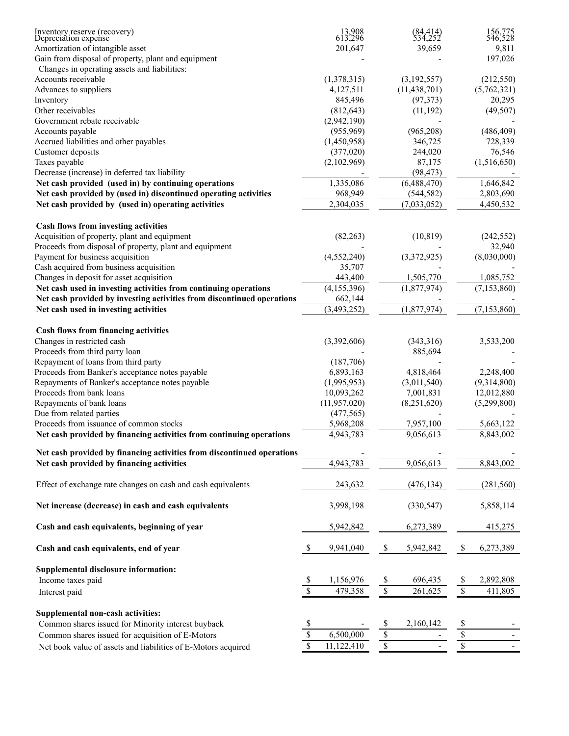| | | | |
|---|---|---|---|
| Inventory reserve (recovery) | 13,908 | (84,414) | 156,775 |
| Depreciation expense | 613,296 | 534,252 | 546,528 |
| Amortization of intangible asset | 201,647 | 39,659 | 9,811 |
| Gain from disposal of property, plant and equipment | - | - | 197,026 |
| Changes in operating assets and liabilities: | | | |
| Accounts receivable | (1,378,315) | (3,192,557) | (212,550) |
| Advances to suppliers | 4,127,511 | (11,438,701) | (5,762,321) |
| Inventory | 845,496 | (97,373) | 20,295 |
| Other receivables | (812,643) | (11,192) | (49,507) |
| Government rebate receivable | (2,942,190) | - | - |
| Accounts payable | (955,969) | (965,208) | (486,409) |
| Accrued liabilities and other payables | (1,450,958) | 346,725 | 728,339 |
| Customer deposits | (377,020) | 244,020 | 76,546 |
| Taxes payable | (2,102,969) | 87,175 | (1,516,650) |
| Decrease (increase) in deferred tax liability | - | (98,473) | - |
| **Net cash provided (used in) by continuing operations** | 1,335,086 | (6,488,470) | 1,646,842 |
| **Net cash provided by (used in) discontinued operating activities** | 968,949 | (544,582) | 2,803,690 |
| **Net cash provided by (used in) operating activities** | 2,304,035 | (7,033,052) | 4,450,532 |
| | | | |
| **Cash flows from investing activities** | | | |
| Acquisition of property, plant and equipment | (82,263) | (10,819) | (242,552) |
| Proceeds from disposal of property, plant and equipment | - | - | 32,940 |
| Payment for business acquisition | (4,552,240) | (3,372,925) | (8,030,000) |
| Cash acquired from business acquisition | 35,707 | - | - |
| Changes in deposit for asset acquisition | 443,400 | 1,505,770 | 1,085,752 |
| **Net cash used in investing activities from continuing operations** | (4,155,396) | (1,877,974) | (7,153,860) |
| **Net cash provided by investing activities from discontinued operations** | 662,144 | - | - |
| **Net cash used in investing activities** | (3,493,252) | (1,877,974) | (7,153,860) |
| | | | |
| **Cash flows from financing activities** | | | |
| Changes in restricted cash | (3,392,606) | (343,316) | 3,533,200 |
| Proceeds from third party loan | - | 885,694 | - |
| Repayment of loans from third party | (187,706) | - | - |
| Proceeds from Banker's acceptance notes payable | 6,893,163 | 4,818,464 | 2,248,400 |
| Repayments of Banker's acceptance notes payable | (1,995,953) | (3,011,540) | (9,314,800) |
| Proceeds from bank loans | 10,093,262 | 7,001,831 | 12,012,880 |
| Repayments of bank loans | (11,957,020) | (8,251,620) | (5,299,800) |
| Due from related parties | (477,565) | - | - |
| Proceeds from issuance of common stocks | 5,968,208 | 7,957,100 | 5,663,122 |
| **Net cash provided by financing activities from continuing operations** | 4,943,783 | 9,056,613 | 8,843,002 |
| | | | |
| **Net cash provided by financing activities from discontinued operations** | - | - | - |
| **Net cash provided by financing activities** | 4,943,783 | 9,056,613 | 8,843,002 |
| | | | |
| Effect of exchange rate changes on cash and cash equivalents | 243,632 | (476,134) | (281,560) |
| | | | |
| **Net increase (decrease) in cash and cash equivalents** | 3,998,198 | (330,547) | 5,858,114 |
| | | | |
| **Cash and cash equivalents, beginning of year** | 5,942,842 | 6,273,389 | 415,275 |
| | | | |
| **Cash and cash equivalents, end of year** | $ 9,941,040 | $ 5,942,842 | $ 6,273,389 |
| | | | |
| **Supplemental disclosure information:** | | | |
| Income taxes paid | $ 1,156,976 | $ 696,435 | $ 2,892,808 |
| Interest paid | $ 479,358 | $ 261,625 | $ 411,805 |
| | | | |
| **Supplemental non-cash activities:** | | | |
| Common shares issued for Minority interest buyback | $ - | $ 2,160,142 | $ - |
| Common shares issued for acquisition of E-Motors | $ 6,500,000 | $ - | $ - |
| Net book value of assets and liabilities of E-Motors acquired | $ 11,122,410 | $ - | $ - |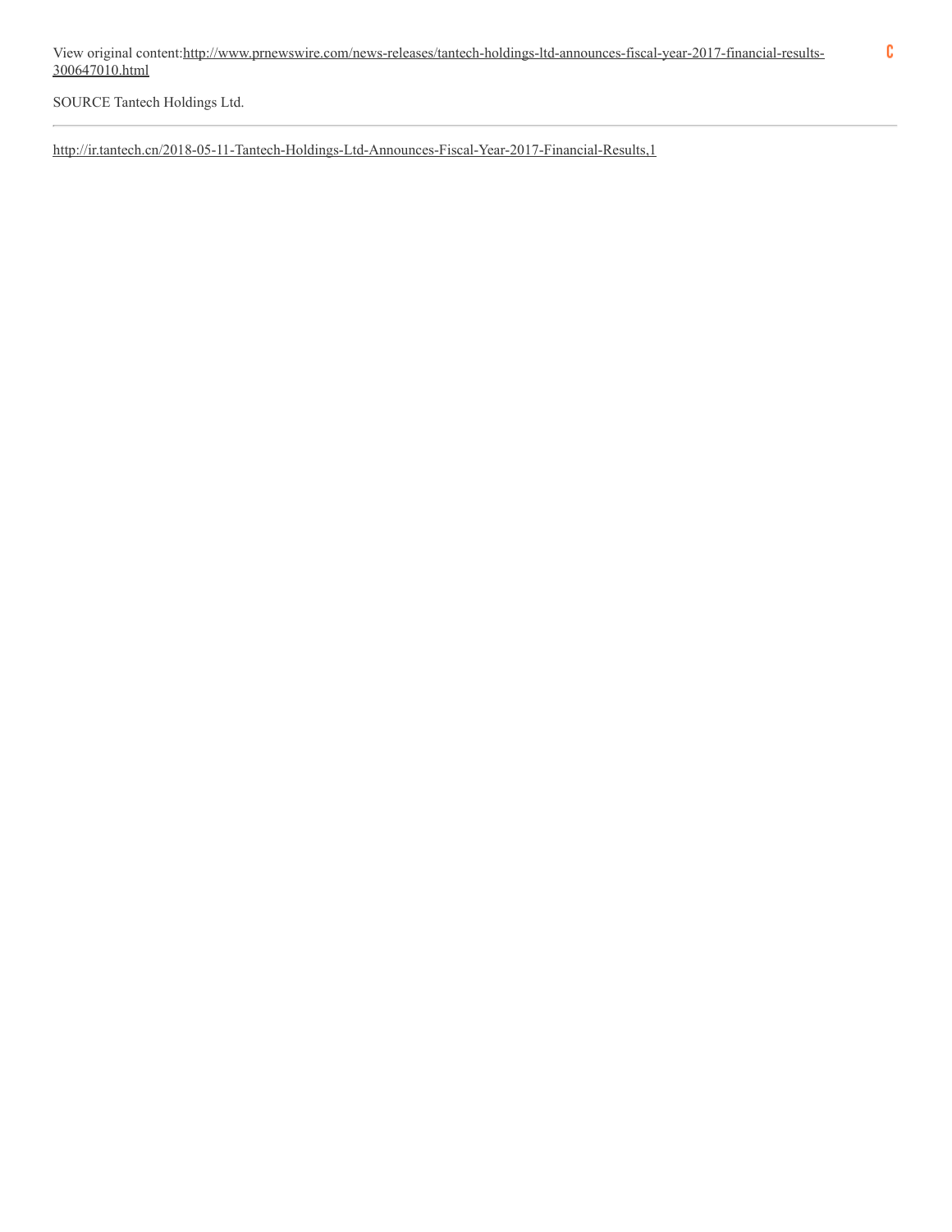View original content:http://www.prnewswire.com/news-releases/tantech-holdings-ltd-announces-fiscal-year-2017-financial-results-300647010.html

SOURCE Tantech Holdings Ltd.

---

http://ir.tantech.cn/2018-05-11-Tantech-Holdings-Ltd-Announces-Fiscal-Year-2017-Financial-Results,1